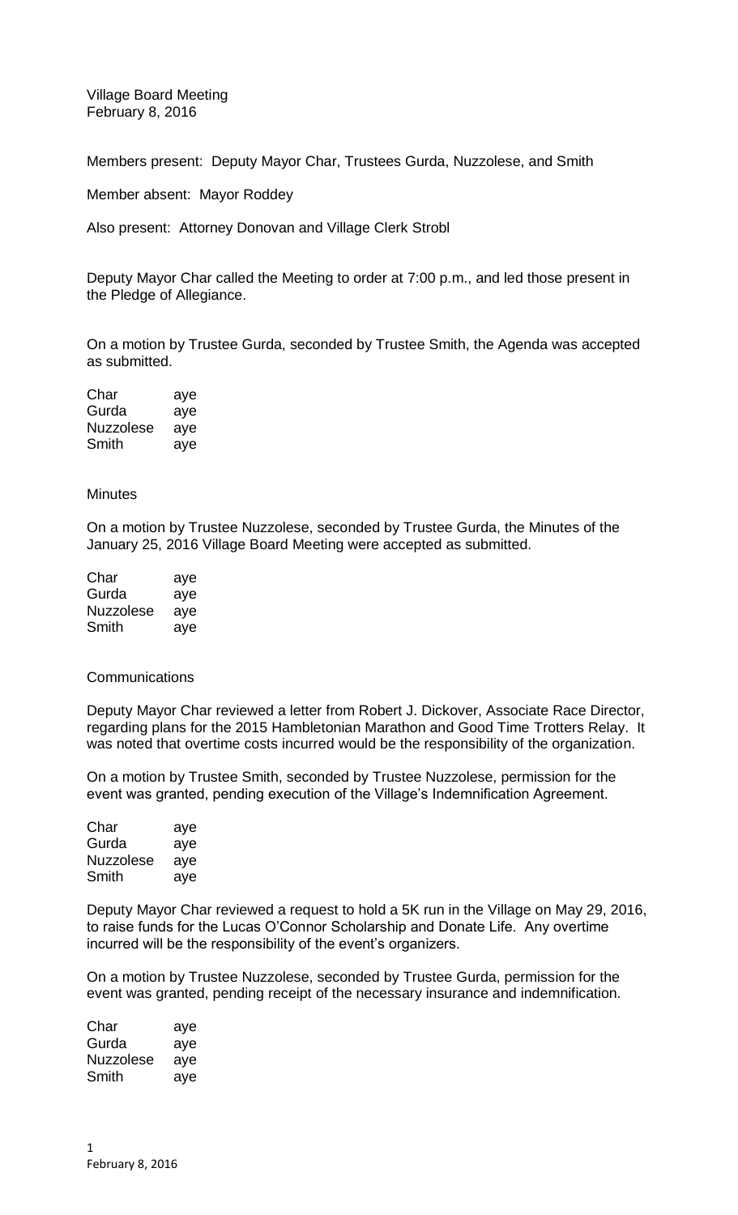Village Board Meeting
February 8, 2016

Members present: Deputy Mayor Char, Trustees Gurda, Nuzzolese, and Smith

Member absent: Mayor Roddey

Also present: Attorney Donovan and Village Clerk Strobl

Deputy Mayor Char called the Meeting to order at 7:00 p.m., and led those present in the Pledge of Allegiance.

On a motion by Trustee Gurda, seconded by Trustee Smith, the Agenda was accepted as submitted.

| | |
|---|---|
| Char | aye |
| Gurda | aye |
| Nuzzolese | aye |
| Smith | aye |

Minutes

On a motion by Trustee Nuzzolese, seconded by Trustee Gurda, the Minutes of the January 25, 2016 Village Board Meeting were accepted as submitted.

| | |
|---|---|
| Char | aye |
| Gurda | aye |
| Nuzzolese | aye |
| Smith | aye |

Communications

Deputy Mayor Char reviewed a letter from Robert J. Dickover, Associate Race Director, regarding plans for the 2015 Hambletonian Marathon and Good Time Trotters Relay. It was noted that overtime costs incurred would be the responsibility of the organization.

On a motion by Trustee Smith, seconded by Trustee Nuzzolese, permission for the event was granted, pending execution of the Village's Indemnification Agreement.

| | |
|---|---|
| Char | aye |
| Gurda | aye |
| Nuzzolese | aye |
| Smith | aye |

Deputy Mayor Char reviewed a request to hold a 5K run in the Village on May 29, 2016, to raise funds for the Lucas O'Connor Scholarship and Donate Life. Any overtime incurred will be the responsibility of the event's organizers.

On a motion by Trustee Nuzzolese, seconded by Trustee Gurda, permission for the event was granted, pending receipt of the necessary insurance and indemnification.

| | |
|---|---|
| Char | aye |
| Gurda | aye |
| Nuzzolese | aye |
| Smith | aye |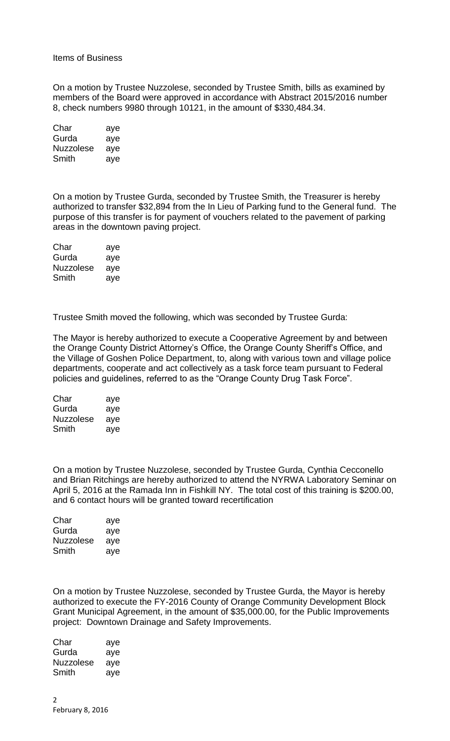Items of Business

On a motion by Trustee Nuzzolese, seconded by Trustee Smith, bills as examined by members of the Board were approved in accordance with Abstract 2015/2016 number 8, check numbers 9980 through 10121, in the amount of $330,484.34.

| | |
|---|---|
| Char | aye |
| Gurda | aye |
| Nuzzolese | aye |
| Smith | aye |

On a motion by Trustee Gurda, seconded by Trustee Smith, the Treasurer is hereby authorized to transfer $32,894 from the In Lieu of Parking fund to the General fund. The purpose of this transfer is for payment of vouchers related to the pavement of parking areas in the downtown paving project.

| | |
|---|---|
| Char | aye |
| Gurda | aye |
| Nuzzolese | aye |
| Smith | aye |

Trustee Smith moved the following, which was seconded by Trustee Gurda:

The Mayor is hereby authorized to execute a Cooperative Agreement by and between the Orange County District Attorney's Office, the Orange County Sheriff's Office, and the Village of Goshen Police Department, to, along with various town and village police departments, cooperate and act collectively as a task force team pursuant to Federal policies and guidelines, referred to as the "Orange County Drug Task Force".

| | |
|---|---|
| Char | aye |
| Gurda | aye |
| Nuzzolese | aye |
| Smith | aye |

On a motion by Trustee Nuzzolese, seconded by Trustee Gurda, Cynthia Cecconello and Brian Ritchings are hereby authorized to attend the NYRWA Laboratory Seminar on April 5, 2016 at the Ramada Inn in Fishkill NY. The total cost of this training is $200.00, and 6 contact hours will be granted toward recertification

| | |
|---|---|
| Char | aye |
| Gurda | aye |
| Nuzzolese | aye |
| Smith | aye |

On a motion by Trustee Nuzzolese, seconded by Trustee Gurda, the Mayor is hereby authorized to execute the FY-2016 County of Orange Community Development Block Grant Municipal Agreement, in the amount of $35,000.00, for the Public Improvements project: Downtown Drainage and Safety Improvements.

| | |
|---|---|
| Char | aye |
| Gurda | aye |
| Nuzzolese | aye |
| Smith | aye |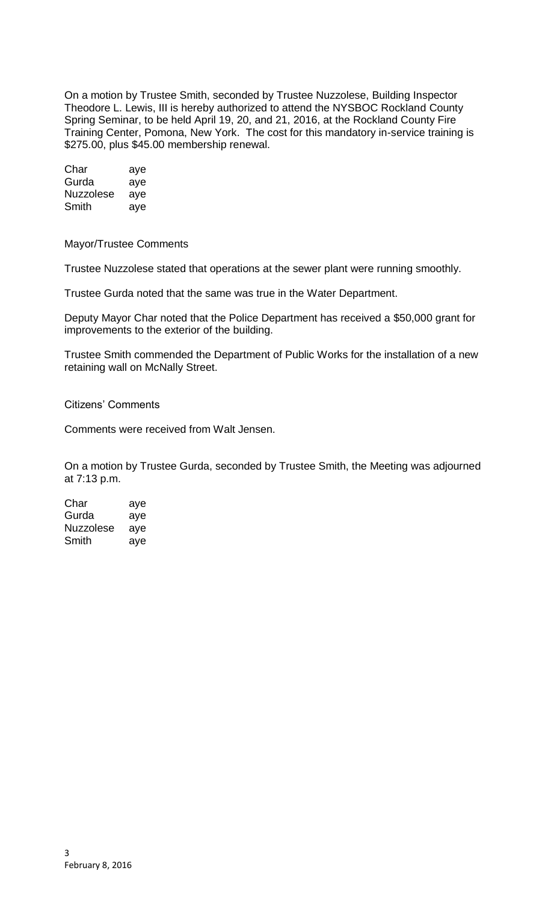On a motion by Trustee Smith, seconded by Trustee Nuzzolese, Building Inspector Theodore L. Lewis, III is hereby authorized to attend the NYSBOC Rockland County Spring Seminar, to be held April 19, 20, and 21, 2016, at the Rockland County Fire Training Center, Pomona, New York. The cost for this mandatory in-service training is $275.00, plus $45.00 membership renewal.

| | |
|---|---|
| Char | aye |
| Gurda | aye |
| Nuzzolese | aye |
| Smith | aye |

Mayor/Trustee Comments

Trustee Nuzzolese stated that operations at the sewer plant were running smoothly.

Trustee Gurda noted that the same was true in the Water Department.

Deputy Mayor Char noted that the Police Department has received a $50,000 grant for improvements to the exterior of the building.

Trustee Smith commended the Department of Public Works for the installation of a new retaining wall on McNally Street.

Citizens' Comments

Comments were received from Walt Jensen.

On a motion by Trustee Gurda, seconded by Trustee Smith, the Meeting was adjourned at 7:13 p.m.

| | |
|---|---|
| Char | aye |
| Gurda | aye |
| Nuzzolese | aye |
| Smith | aye |